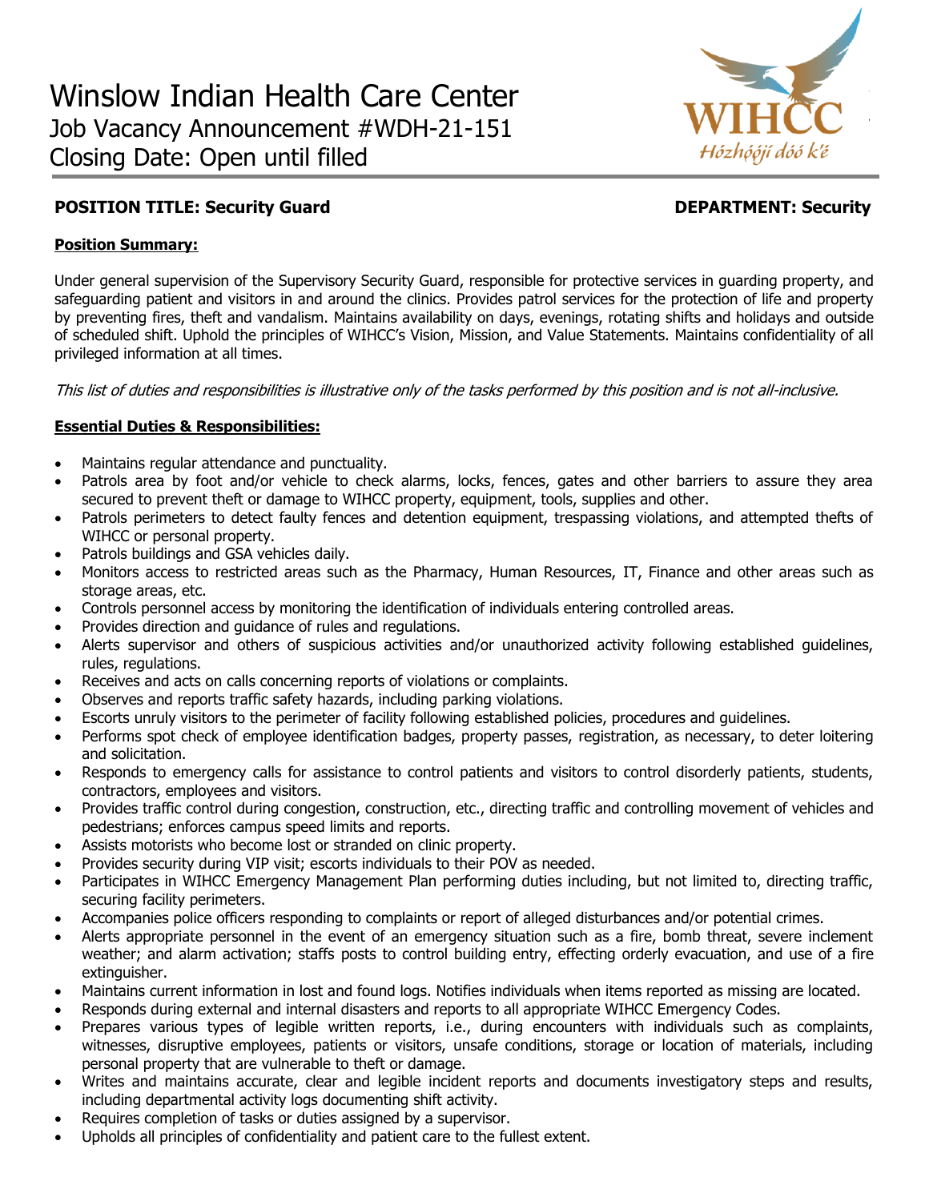# Winslow Indian Health Care Center

Job Vacancy Announcement #WDH-21-151

Closing Date: Open until filled

WIHCC

Hózhǫ́ǫ́jí dóó k'é

**POSITION TITLE: Security Guard** **DEPARTMENT: Security**

**Position Summary:**

Under general supervision of the Supervisory Security Guard, responsible for protective services in guarding property, and safeguarding patient and visitors in and around the clinics. Provides patrol services for the protection of life and property by preventing fires, theft and vandalism. Maintains availability on days, evenings, rotating shifts and holidays and outside of scheduled shift. Uphold the principles of WIHCC's Vision, Mission, and Value Statements. Maintains confidentiality of all privileged information at all times.

*This list of duties and responsibilities is illustrative only of the tasks performed by this position and is not all-inclusive.*

**Essential Duties & Responsibilities:**

- Maintains regular attendance and punctuality.
- Patrols area by foot and/or vehicle to check alarms, locks, fences, gates and other barriers to assure they area secured to prevent theft or damage to WIHCC property, equipment, tools, supplies and other.
- Patrols perimeters to detect faulty fences and detention equipment, trespassing violations, and attempted thefts of WIHCC or personal property.
- Patrols buildings and GSA vehicles daily.
- Monitors access to restricted areas such as the Pharmacy, Human Resources, IT, Finance and other areas such as storage areas, etc.
- Controls personnel access by monitoring the identification of individuals entering controlled areas.
- Provides direction and guidance of rules and regulations.
- Alerts supervisor and others of suspicious activities and/or unauthorized activity following established guidelines, rules, regulations.
- Receives and acts on calls concerning reports of violations or complaints.
- Observes and reports traffic safety hazards, including parking violations.
- Escorts unruly visitors to the perimeter of facility following established policies, procedures and guidelines.
- Performs spot check of employee identification badges, property passes, registration, as necessary, to deter loitering and solicitation.
- Responds to emergency calls for assistance to control patients and visitors to control disorderly patients, students, contractors, employees and visitors.
- Provides traffic control during congestion, construction, etc., directing traffic and controlling movement of vehicles and pedestrians; enforces campus speed limits and reports.
- Assists motorists who become lost or stranded on clinic property.
- Provides security during VIP visit; escorts individuals to their POV as needed.
- Participates in WIHCC Emergency Management Plan performing duties including, but not limited to, directing traffic, securing facility perimeters.
- Accompanies police officers responding to complaints or report of alleged disturbances and/or potential crimes.
- Alerts appropriate personnel in the event of an emergency situation such as a fire, bomb threat, severe inclement weather; and alarm activation; staffs posts to control building entry, effecting orderly evacuation, and use of a fire extinguisher.
- Maintains current information in lost and found logs. Notifies individuals when items reported as missing are located.
- Responds during external and internal disasters and reports to all appropriate WIHCC Emergency Codes.
- Prepares various types of legible written reports, i.e., during encounters with individuals such as complaints, witnesses, disruptive employees, patients or visitors, unsafe conditions, storage or location of materials, including personal property that are vulnerable to theft or damage.
- Writes and maintains accurate, clear and legible incident reports and documents investigatory steps and results, including departmental activity logs documenting shift activity.
- Requires completion of tasks or duties assigned by a supervisor.
- Upholds all principles of confidentiality and patient care to the fullest extent.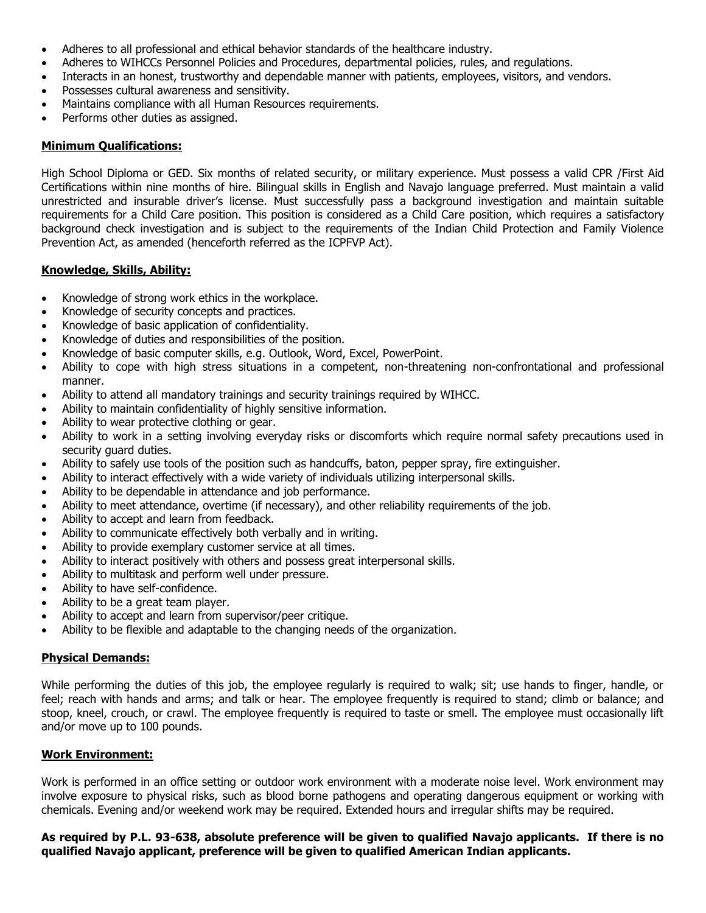- Adheres to all professional and ethical behavior standards of the healthcare industry.
- Adheres to WIHCCs Personnel Policies and Procedures, departmental policies, rules, and regulations.
- Interacts in an honest, trustworthy and dependable manner with patients, employees, visitors, and vendors.
- Possesses cultural awareness and sensitivity.
- Maintains compliance with all Human Resources requirements.
- Performs other duties as assigned.

**Minimum Qualifications:**

High School Diploma or GED. Six months of related security, or military experience. Must possess a valid CPR /First Aid Certifications within nine months of hire. Bilingual skills in English and Navajo language preferred. Must maintain a valid unrestricted and insurable driver's license. Must successfully pass a background investigation and maintain suitable requirements for a Child Care position. This position is considered as a Child Care position, which requires a satisfactory background check investigation and is subject to the requirements of the Indian Child Protection and Family Violence Prevention Act, as amended (henceforth referred as the ICPFVP Act).

**Knowledge, Skills, Ability:**

- Knowledge of strong work ethics in the workplace.
- Knowledge of security concepts and practices.
- Knowledge of basic application of confidentiality.
- Knowledge of duties and responsibilities of the position.
- Knowledge of basic computer skills, e.g. Outlook, Word, Excel, PowerPoint.
- Ability to cope with high stress situations in a competent, non-threatening non-confrontational and professional manner.
- Ability to attend all mandatory trainings and security trainings required by WIHCC.
- Ability to maintain confidentiality of highly sensitive information.
- Ability to wear protective clothing or gear.
- Ability to work in a setting involving everyday risks or discomforts which require normal safety precautions used in security guard duties.
- Ability to safely use tools of the position such as handcuffs, baton, pepper spray, fire extinguisher.
- Ability to interact effectively with a wide variety of individuals utilizing interpersonal skills.
- Ability to be dependable in attendance and job performance.
- Ability to meet attendance, overtime (if necessary), and other reliability requirements of the job.
- Ability to accept and learn from feedback.
- Ability to communicate effectively both verbally and in writing.
- Ability to provide exemplary customer service at all times.
- Ability to interact positively with others and possess great interpersonal skills.
- Ability to multitask and perform well under pressure.
- Ability to have self-confidence.
- Ability to be a great team player.
- Ability to accept and learn from supervisor/peer critique.
- Ability to be flexible and adaptable to the changing needs of the organization.

**Physical Demands:**

While performing the duties of this job, the employee regularly is required to walk; sit; use hands to finger, handle, or feel; reach with hands and arms; and talk or hear. The employee frequently is required to stand; climb or balance; and stoop, kneel, crouch, or crawl. The employee frequently is required to taste or smell. The employee must occasionally lift and/or move up to 100 pounds.

**Work Environment:**

Work is performed in an office setting or outdoor work environment with a moderate noise level. Work environment may involve exposure to physical risks, such as blood borne pathogens and operating dangerous equipment or working with chemicals. Evening and/or weekend work may be required. Extended hours and irregular shifts may be required.

**As required by P.L. 93-638, absolute preference will be given to qualified Navajo applicants. If there is no qualified Navajo applicant, preference will be given to qualified American Indian applicants.**